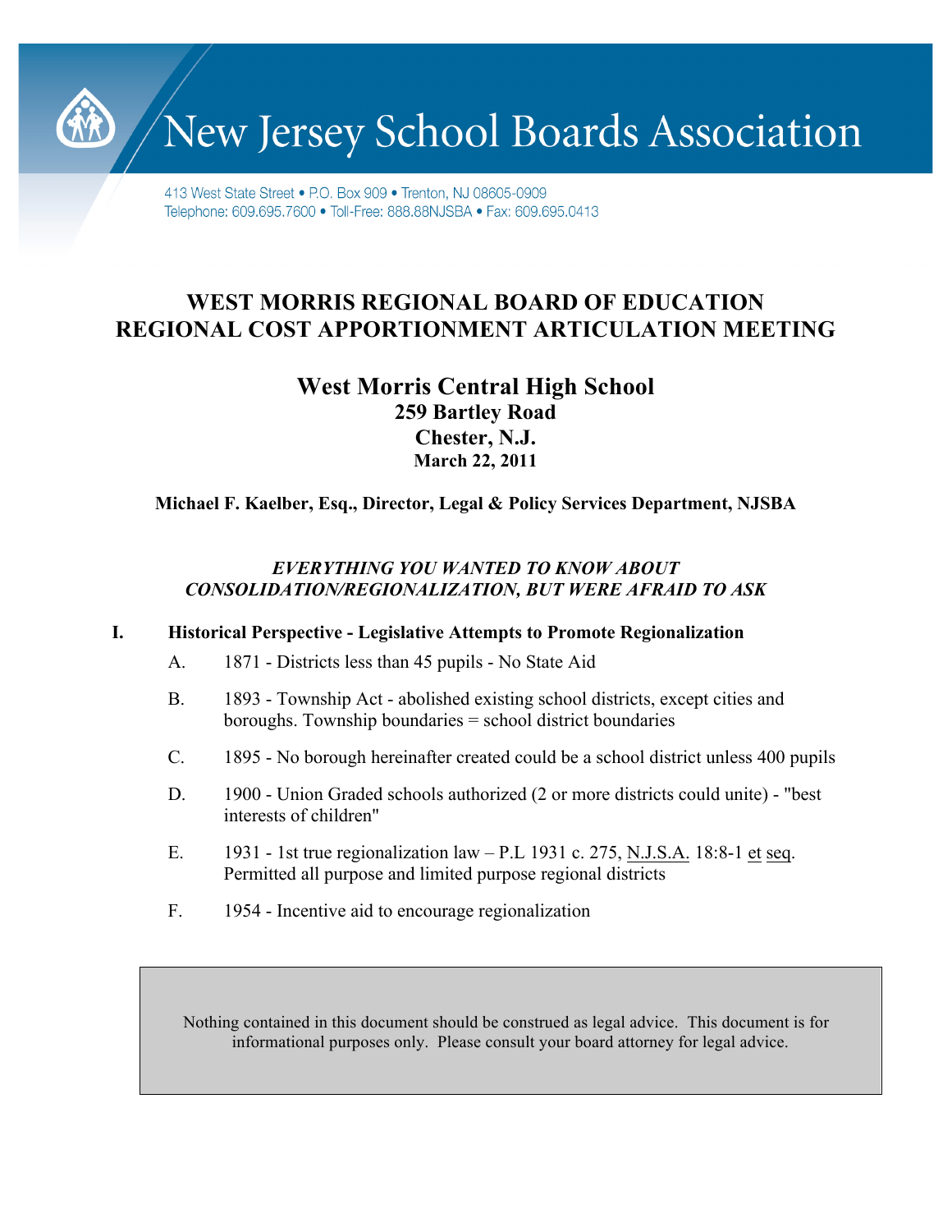# New Jersey School Boards Association

413 West State Street • P.O. Box 909 • Trenton, NJ 08605-0909
Telephone: 609.695.7600 • Toll-Free: 888.88NJSBA • Fax: 609.695.0413

## WEST MORRIS REGIONAL BOARD OF EDUCATION
## REGIONAL COST APPORTIONMENT ARTICULATION MEETING

**West Morris Central High School**
**259 Bartley Road**
**Chester, N.J.**
**March 22, 2011**

**Michael F. Kaelber, Esq., Director, Legal & Policy Services Department, NJSBA**

***EVERYTHING YOU WANTED TO KNOW ABOUT CONSOLIDATION/REGIONALIZATION, BUT WERE AFRAID TO ASK***

### I. Historical Perspective - Legislative Attempts to Promote Regionalization

A. 1871 - Districts less than 45 pupils - No State Aid

B. 1893 - Township Act - abolished existing school districts, except cities and boroughs. Township boundaries = school district boundaries

C. 1895 - No borough hereinafter created could be a school district unless 400 pupils

D. 1900 - Union Graded schools authorized (2 or more districts could unite) - "best interests of children"

E. 1931 - 1st true regionalization law – P.L 1931 c. 275, N.J.S.A. 18:8-1 et seq. Permitted all purpose and limited purpose regional districts

F. 1954 - Incentive aid to encourage regionalization

Nothing contained in this document should be construed as legal advice. This document is for informational purposes only. Please consult your board attorney for legal advice.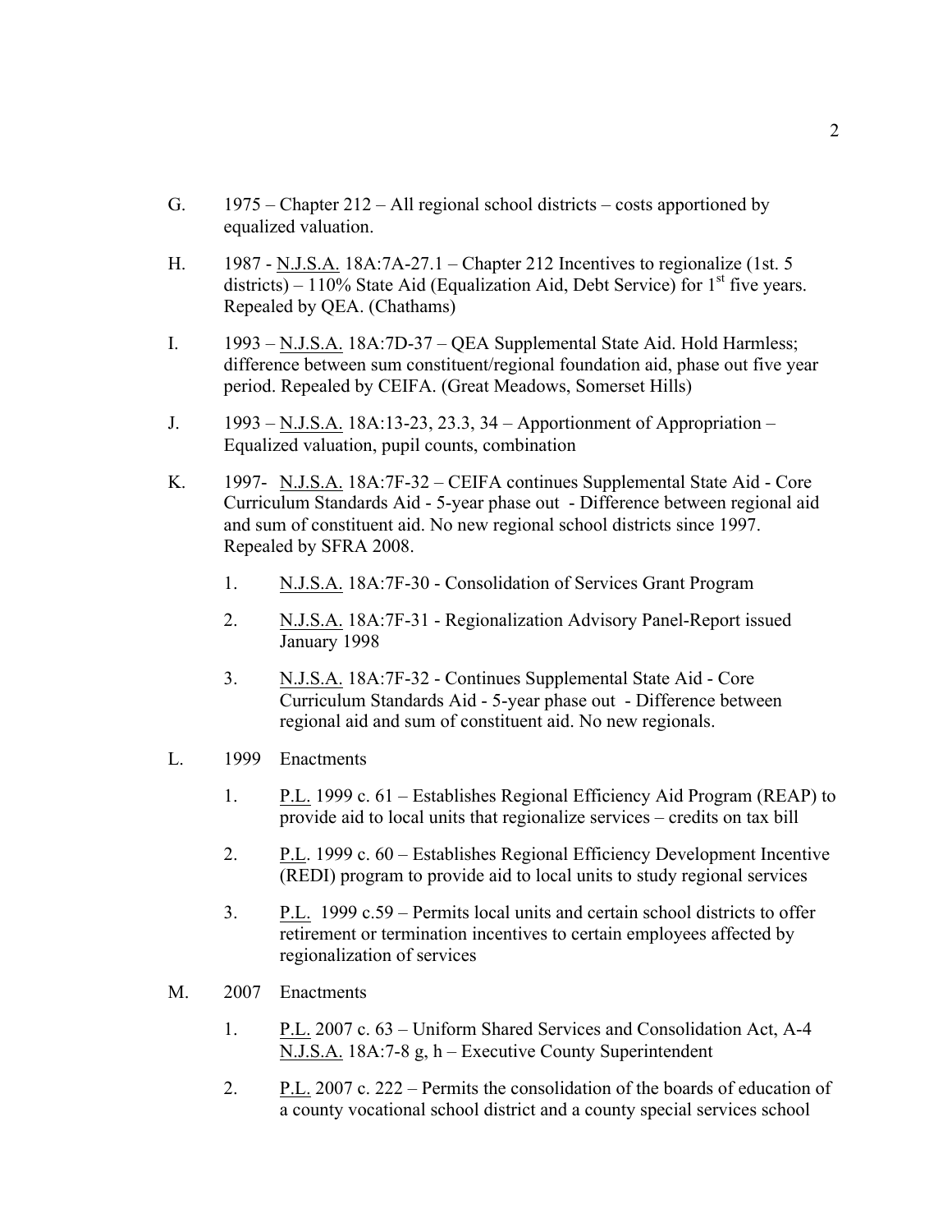G. 1975 – Chapter 212 – All regional school districts – costs apportioned by equalized valuation.

H. 1987 - N.J.S.A. 18A:7A-27.1 – Chapter 212 Incentives to regionalize (1st. 5 districts) – 110% State Aid (Equalization Aid, Debt Service) for 1st five years. Repealed by QEA. (Chathams)

I. 1993 – N.J.S.A. 18A:7D-37 – QEA Supplemental State Aid. Hold Harmless; difference between sum constituent/regional foundation aid, phase out five year period. Repealed by CEIFA. (Great Meadows, Somerset Hills)

J. 1993 – N.J.S.A. 18A:13-23, 23.3, 34 – Apportionment of Appropriation – Equalized valuation, pupil counts, combination

K. 1997- N.J.S.A. 18A:7F-32 – CEIFA continues Supplemental State Aid - Core Curriculum Standards Aid - 5-year phase out - Difference between regional aid and sum of constituent aid. No new regional school districts since 1997. Repealed by SFRA 2008.

   1. N.J.S.A. 18A:7F-30 - Consolidation of Services Grant Program

   2. N.J.S.A. 18A:7F-31 - Regionalization Advisory Panel-Report issued January 1998

   3. N.J.S.A. 18A:7F-32 - Continues Supplemental State Aid - Core Curriculum Standards Aid - 5-year phase out - Difference between regional aid and sum of constituent aid. No new regionals.

L. 1999 Enactments

   1. P.L. 1999 c. 61 – Establishes Regional Efficiency Aid Program (REAP) to provide aid to local units that regionalize services – credits on tax bill

   2. P.L. 1999 c. 60 – Establishes Regional Efficiency Development Incentive (REDI) program to provide aid to local units to study regional services

   3. P.L. 1999 c.59 – Permits local units and certain school districts to offer retirement or termination incentives to certain employees affected by regionalization of services

M. 2007 Enactments

   1. P.L. 2007 c. 63 – Uniform Shared Services and Consolidation Act, A-4 N.J.S.A. 18A:7-8 g, h – Executive County Superintendent

   2. P.L. 2007 c. 222 – Permits the consolidation of the boards of education of a county vocational school district and a county special services school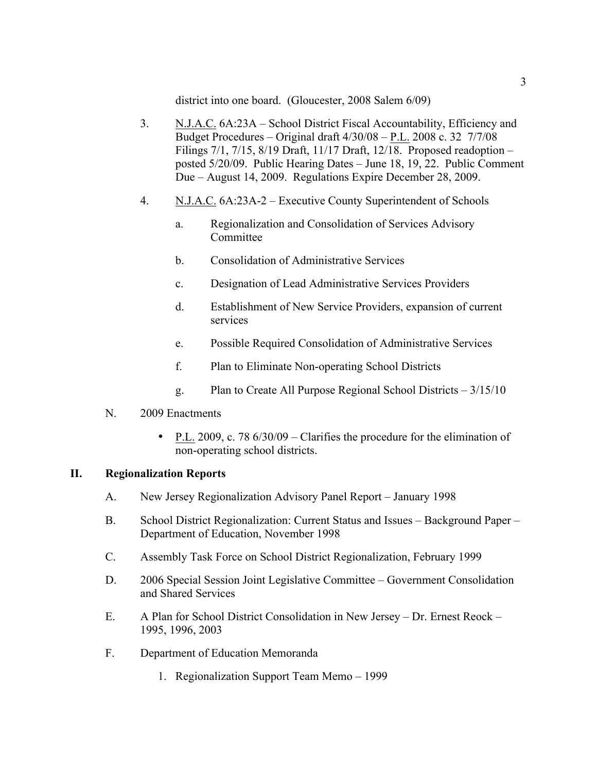district into one board. (Gloucester, 2008 Salem 6/09)

3. N.J.A.C. 6A:23A – School District Fiscal Accountability, Efficiency and Budget Procedures – Original draft 4/30/08 – P.L. 2008 c. 32 7/7/08 Filings 7/1, 7/15, 8/19 Draft, 11/17 Draft, 12/18. Proposed readoption – posted 5/20/09. Public Hearing Dates – June 18, 19, 22. Public Comment Due – August 14, 2009. Regulations Expire December 28, 2009.

4. N.J.A.C. 6A:23A-2 – Executive County Superintendent of Schools

   a. Regionalization and Consolidation of Services Advisory Committee

   b. Consolidation of Administrative Services

   c. Designation of Lead Administrative Services Providers

   d. Establishment of New Service Providers, expansion of current services

   e. Possible Required Consolidation of Administrative Services

   f. Plan to Eliminate Non-operating School Districts

   g. Plan to Create All Purpose Regional School Districts – 3/15/10

N. 2009 Enactments

- P.L. 2009, c. 78 6/30/09 – Clarifies the procedure for the elimination of non-operating school districts.

## II. Regionalization Reports

A. New Jersey Regionalization Advisory Panel Report – January 1998

B. School District Regionalization: Current Status and Issues – Background Paper – Department of Education, November 1998

C. Assembly Task Force on School District Regionalization, February 1999

D. 2006 Special Session Joint Legislative Committee – Government Consolidation and Shared Services

E. A Plan for School District Consolidation in New Jersey – Dr. Ernest Reock – 1995, 1996, 2003

F. Department of Education Memoranda

1. Regionalization Support Team Memo – 1999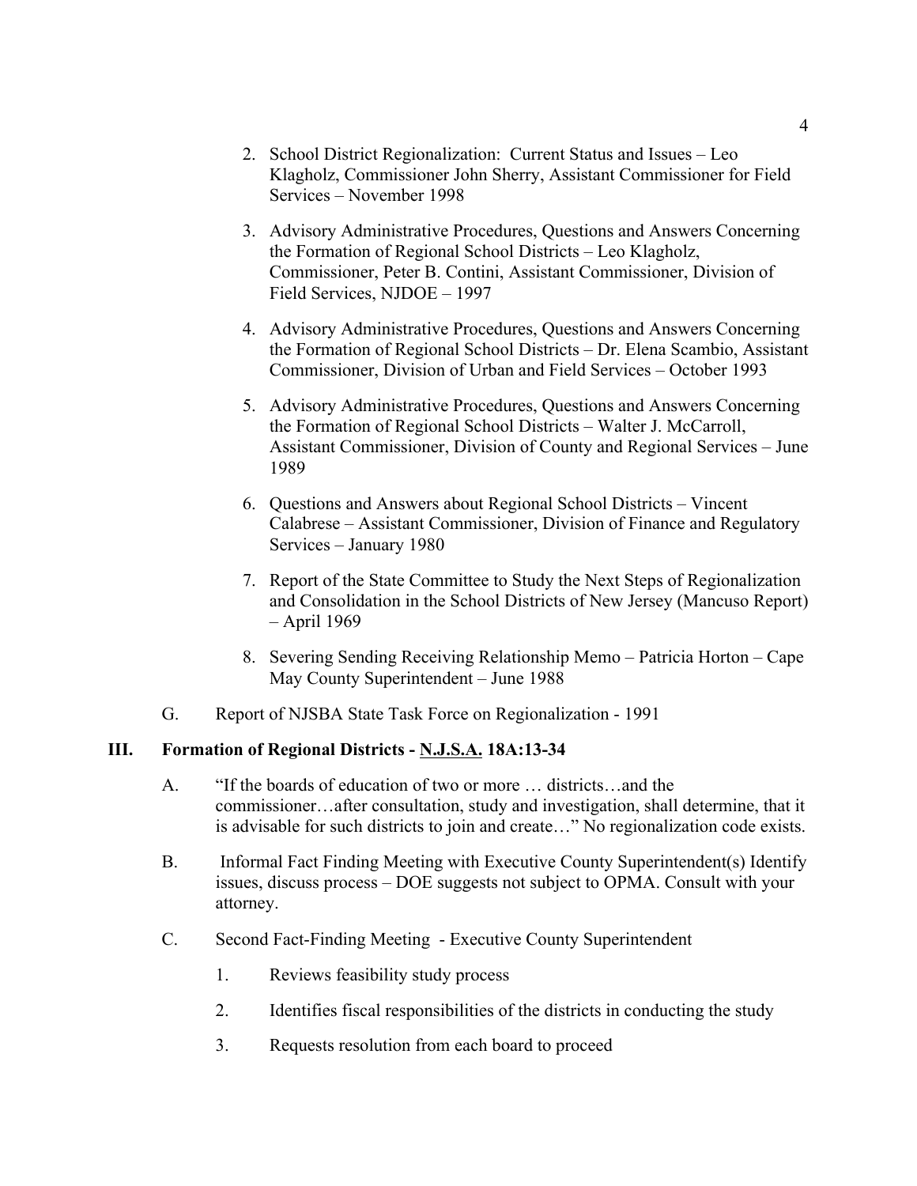2. School District Regionalization: Current Status and Issues – Leo Klagholz, Commissioner John Sherry, Assistant Commissioner for Field Services – November 1998

3. Advisory Administrative Procedures, Questions and Answers Concerning the Formation of Regional School Districts – Leo Klagholz, Commissioner, Peter B. Contini, Assistant Commissioner, Division of Field Services, NJDOE – 1997

4. Advisory Administrative Procedures, Questions and Answers Concerning the Formation of Regional School Districts – Dr. Elena Scambio, Assistant Commissioner, Division of Urban and Field Services – October 1993

5. Advisory Administrative Procedures, Questions and Answers Concerning the Formation of Regional School Districts – Walter J. McCarroll, Assistant Commissioner, Division of County and Regional Services – June 1989

6. Questions and Answers about Regional School Districts – Vincent Calabrese – Assistant Commissioner, Division of Finance and Regulatory Services – January 1980

7. Report of the State Committee to Study the Next Steps of Regionalization and Consolidation in the School Districts of New Jersey (Mancuso Report) – April 1969

8. Severing Sending Receiving Relationship Memo – Patricia Horton – Cape May County Superintendent – June 1988

G. Report of NJSBA State Task Force on Regionalization - 1991

## III. Formation of Regional Districts - N.J.S.A. 18A:13-34

A. "If the boards of education of two or more … districts…and the commissioner…after consultation, study and investigation, shall determine, that it is advisable for such districts to join and create…" No regionalization code exists.

B. Informal Fact Finding Meeting with Executive County Superintendent(s) Identify issues, discuss process – DOE suggests not subject to OPMA. Consult with your attorney.

C. Second Fact-Finding Meeting - Executive County Superintendent

1. Reviews feasibility study process
2. Identifies fiscal responsibilities of the districts in conducting the study
3. Requests resolution from each board to proceed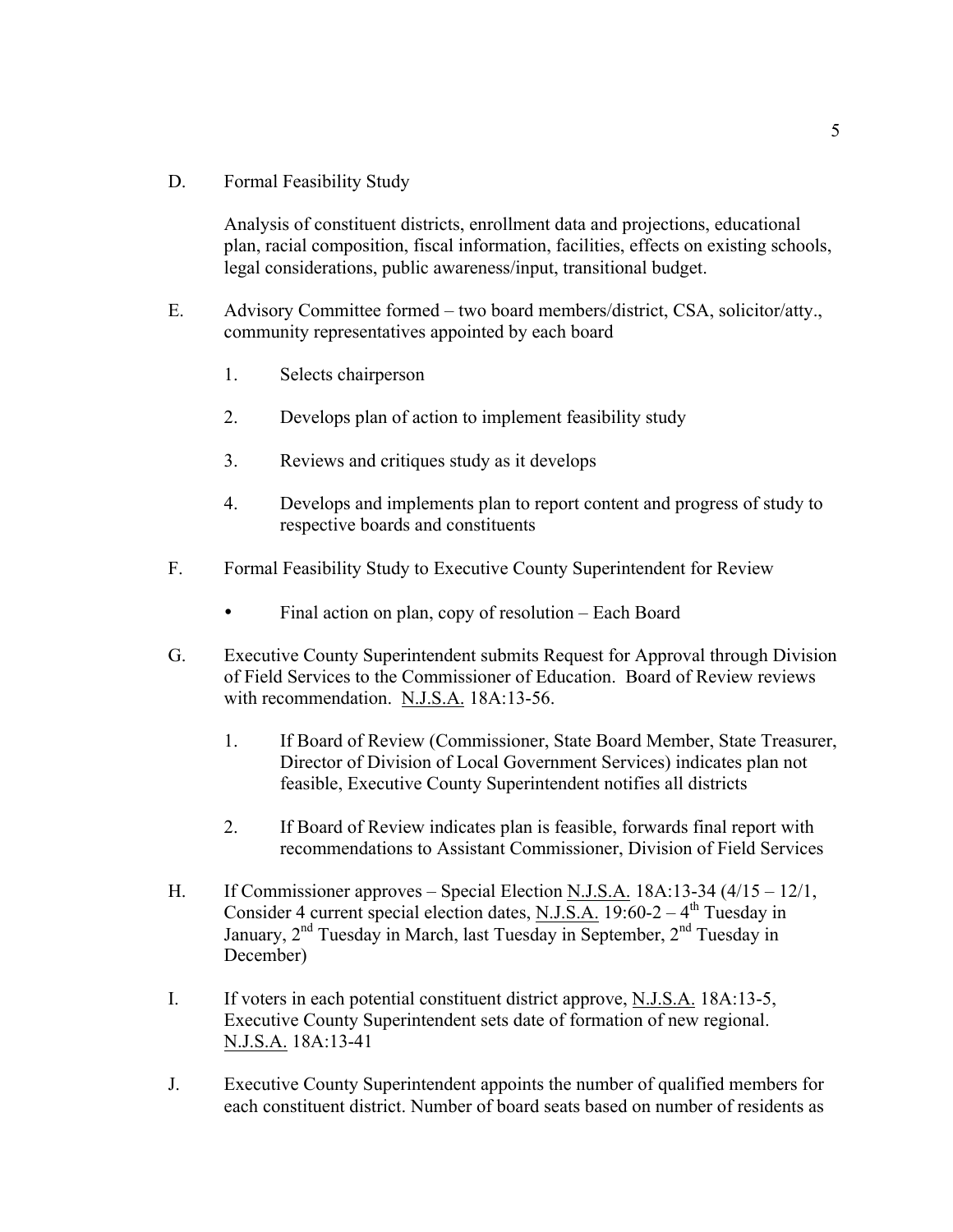D. Formal Feasibility Study

Analysis of constituent districts, enrollment data and projections, educational plan, racial composition, fiscal information, facilities, effects on existing schools, legal considerations, public awareness/input, transitional budget.

E. Advisory Committee formed – two board members/district, CSA, solicitor/atty., community representatives appointed by each board

1. Selects chairperson
2. Develops plan of action to implement feasibility study
3. Reviews and critiques study as it develops
4. Develops and implements plan to report content and progress of study to respective boards and constituents

F. Formal Feasibility Study to Executive County Superintendent for Review

- Final action on plan, copy of resolution – Each Board

G. Executive County Superintendent submits Request for Approval through Division of Field Services to the Commissioner of Education. Board of Review reviews with recommendation. N.J.S.A. 18A:13-56.

1. If Board of Review (Commissioner, State Board Member, State Treasurer, Director of Division of Local Government Services) indicates plan not feasible, Executive County Superintendent notifies all districts
2. If Board of Review indicates plan is feasible, forwards final report with recommendations to Assistant Commissioner, Division of Field Services

H. If Commissioner approves – Special Election N.J.S.A. 18A:13-34 (4/15 – 12/1, Consider 4 current special election dates, N.J.S.A. 19:60-2 – 4th Tuesday in January, 2nd Tuesday in March, last Tuesday in September, 2nd Tuesday in December)

I. If voters in each potential constituent district approve, N.J.S.A. 18A:13-5, Executive County Superintendent sets date of formation of new regional. N.J.S.A. 18A:13-41

J. Executive County Superintendent appoints the number of qualified members for each constituent district. Number of board seats based on number of residents as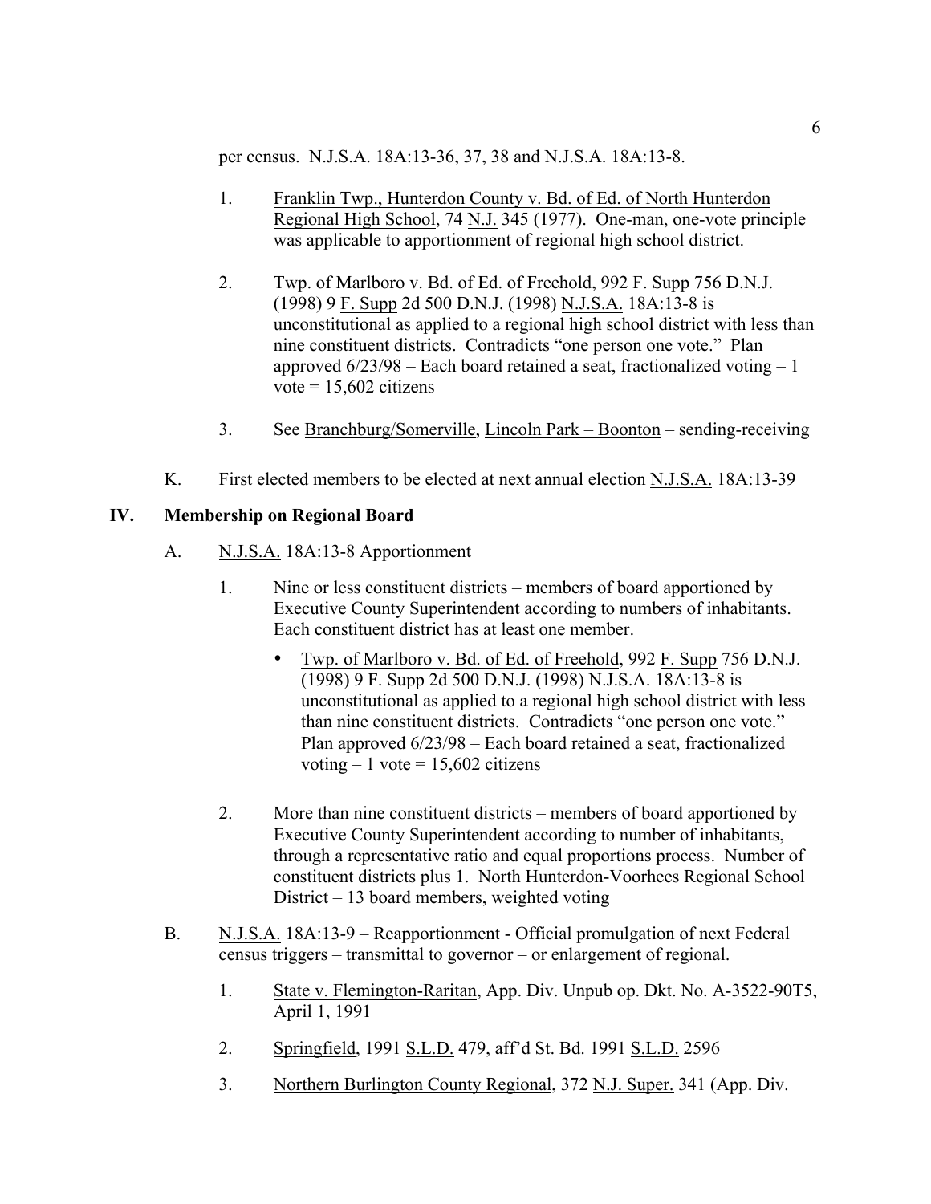per census. N.J.S.A. 18A:13-36, 37, 38 and N.J.S.A. 18A:13-8.

1. Franklin Twp., Hunterdon County v. Bd. of Ed. of North Hunterdon Regional High School, 74 N.J. 345 (1977). One-man, one-vote principle was applicable to apportionment of regional high school district.

2. Twp. of Marlboro v. Bd. of Ed. of Freehold, 992 F. Supp 756 D.N.J. (1998) 9 F. Supp 2d 500 D.N.J. (1998) N.J.S.A. 18A:13-8 is unconstitutional as applied to a regional high school district with less than nine constituent districts. Contradicts "one person one vote." Plan approved 6/23/98 – Each board retained a seat, fractionalized voting – 1 vote = 15,602 citizens

3. See Branchburg/Somerville, Lincoln Park – Boonton – sending-receiving

K. First elected members to be elected at next annual election N.J.S.A. 18A:13-39

## IV. Membership on Regional Board

A. N.J.S.A. 18A:13-8 Apportionment

1. Nine or less constituent districts – members of board apportioned by Executive County Superintendent according to numbers of inhabitants. Each constituent district has at least one member.

   - Twp. of Marlboro v. Bd. of Ed. of Freehold, 992 F. Supp 756 D.N.J. (1998) 9 F. Supp 2d 500 D.N.J. (1998) N.J.S.A. 18A:13-8 is unconstitutional as applied to a regional high school district with less than nine constituent districts. Contradicts "one person one vote." Plan approved 6/23/98 – Each board retained a seat, fractionalized voting – 1 vote = 15,602 citizens

2. More than nine constituent districts – members of board apportioned by Executive County Superintendent according to number of inhabitants, through a representative ratio and equal proportions process. Number of constituent districts plus 1. North Hunterdon-Voorhees Regional School District – 13 board members, weighted voting

B. N.J.S.A. 18A:13-9 – Reapportionment - Official promulgation of next Federal census triggers – transmittal to governor – or enlargement of regional.

1. State v. Flemington-Raritan, App. Div. Unpub op. Dkt. No. A-3522-90T5, April 1, 1991

2. Springfield, 1991 S.L.D. 479, aff'd St. Bd. 1991 S.L.D. 2596

3. Northern Burlington County Regional, 372 N.J. Super. 341 (App. Div.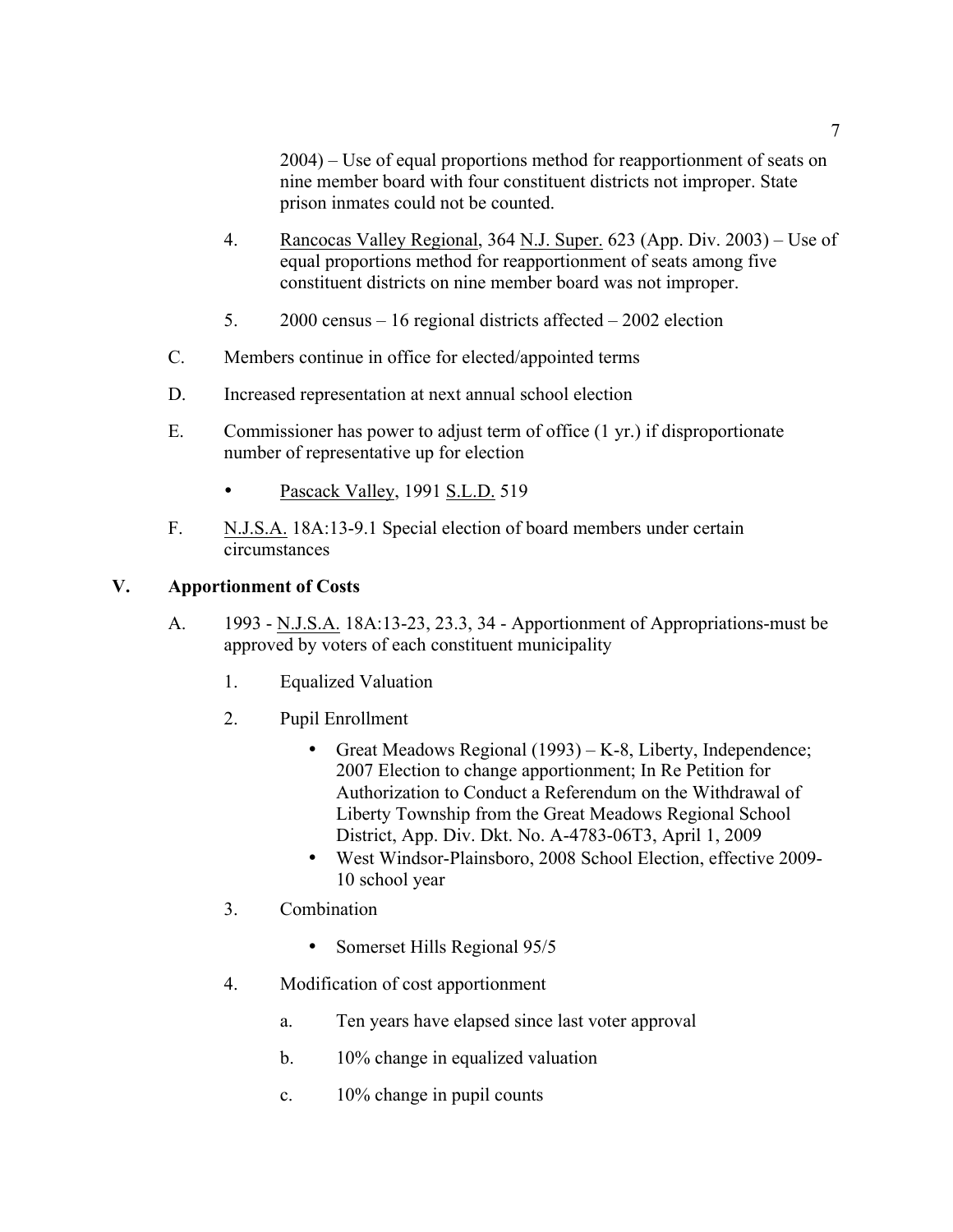2004) – Use of equal proportions method for reapportionment of seats on nine member board with four constituent districts not improper. State prison inmates could not be counted.

4. Rancocas Valley Regional, 364 N.J. Super. 623 (App. Div. 2003) – Use of equal proportions method for reapportionment of seats among five constituent districts on nine member board was not improper.

5. 2000 census – 16 regional districts affected – 2002 election

C. Members continue in office for elected/appointed terms

D. Increased representation at next annual school election

E. Commissioner has power to adjust term of office (1 yr.) if disproportionate number of representative up for election

- Pascack Valley, 1991 S.L.D. 519

F. N.J.S.A. 18A:13-9.1 Special election of board members under certain circumstances

## V. Apportionment of Costs

A. 1993 - N.J.S.A. 18A:13-23, 23.3, 34 - Apportionment of Appropriations-must be approved by voters of each constituent municipality

1. Equalized Valuation

2. Pupil Enrollment

   - Great Meadows Regional (1993) – K-8, Liberty, Independence; 2007 Election to change apportionment; In Re Petition for Authorization to Conduct a Referendum on the Withdrawal of Liberty Township from the Great Meadows Regional School District, App. Div. Dkt. No. A-4783-06T3, April 1, 2009
   - West Windsor-Plainsboro, 2008 School Election, effective 2009-10 school year

3. Combination

   - Somerset Hills Regional 95/5

4. Modification of cost apportionment

   a. Ten years have elapsed since last voter approval

   b. 10% change in equalized valuation

   c. 10% change in pupil counts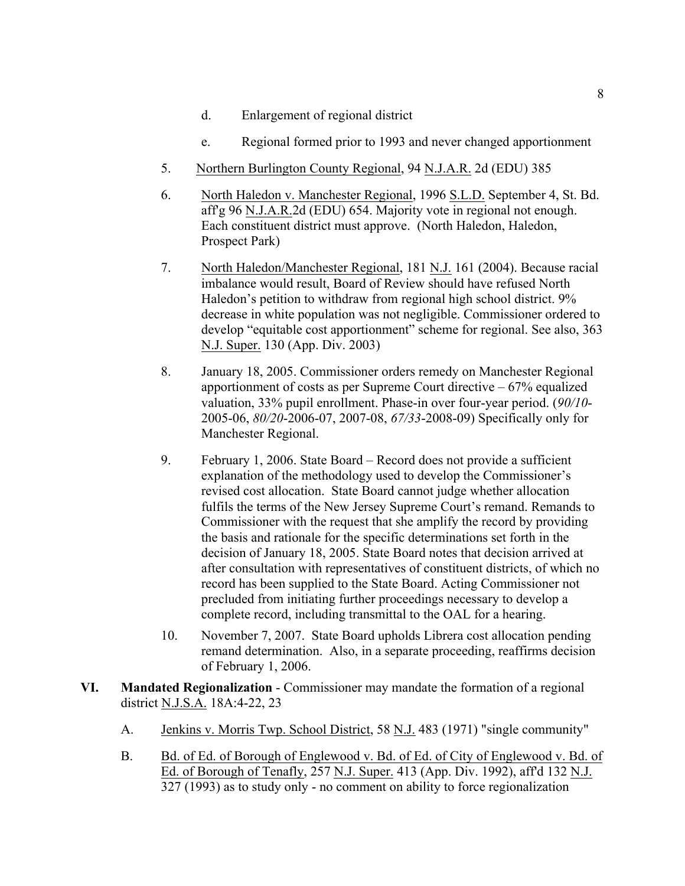d. Enlargement of regional district

e. Regional formed prior to 1993 and never changed apportionment

5. Northern Burlington County Regional, 94 N.J.A.R. 2d (EDU) 385

6. North Haledon v. Manchester Regional, 1996 S.L.D. September 4, St. Bd. aff'g 96 N.J.A.R.2d (EDU) 654. Majority vote in regional not enough. Each constituent district must approve. (North Haledon, Haledon, Prospect Park)

7. North Haledon/Manchester Regional, 181 N.J. 161 (2004). Because racial imbalance would result, Board of Review should have refused North Haledon's petition to withdraw from regional high school district. 9% decrease in white population was not negligible. Commissioner ordered to develop "equitable cost apportionment" scheme for regional. See also, 363 N.J. Super. 130 (App. Div. 2003)

8. January 18, 2005. Commissioner orders remedy on Manchester Regional apportionment of costs as per Supreme Court directive – 67% equalized valuation, 33% pupil enrollment. Phase-in over four-year period. (*90/10*-2005-06, *80/20*-2006-07, 2007-08, *67/33*-2008-09) Specifically only for Manchester Regional.

9. February 1, 2006. State Board – Record does not provide a sufficient explanation of the methodology used to develop the Commissioner's revised cost allocation. State Board cannot judge whether allocation fulfils the terms of the New Jersey Supreme Court's remand. Remands to Commissioner with the request that she amplify the record by providing the basis and rationale for the specific determinations set forth in the decision of January 18, 2005. State Board notes that decision arrived at after consultation with representatives of constituent districts, of which no record has been supplied to the State Board. Acting Commissioner not precluded from initiating further proceedings necessary to develop a complete record, including transmittal to the OAL for a hearing.

10. November 7, 2007. State Board upholds Librera cost allocation pending remand determination. Also, in a separate proceeding, reaffirms decision of February 1, 2006.

**VI. Mandated Regionalization** - Commissioner may mandate the formation of a regional district N.J.S.A. 18A:4-22, 23

A. Jenkins v. Morris Twp. School District, 58 N.J. 483 (1971) "single community"

B. Bd. of Ed. of Borough of Englewood v. Bd. of Ed. of City of Englewood v. Bd. of Ed. of Borough of Tenafly, 257 N.J. Super. 413 (App. Div. 1992), aff'd 132 N.J. 327 (1993) as to study only - no comment on ability to force regionalization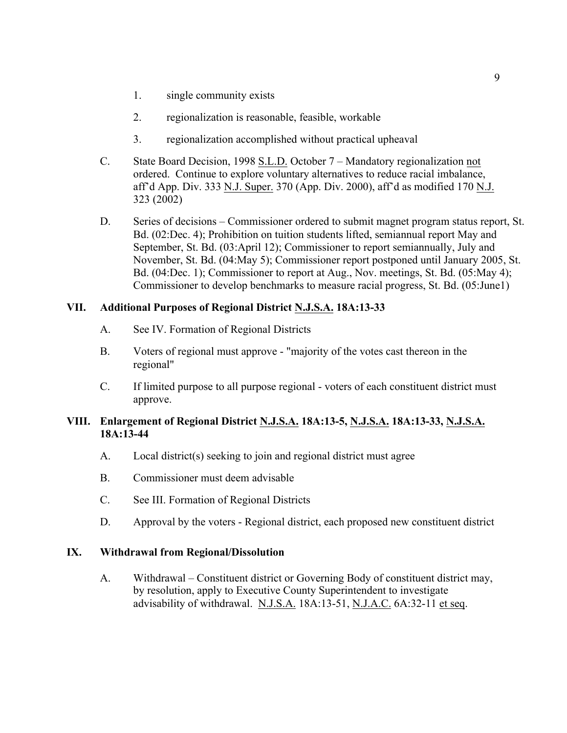1. single community exists

2. regionalization is reasonable, feasible, workable

3. regionalization accomplished without practical upheaval

C. State Board Decision, 1998 S.L.D. October 7 – Mandatory regionalization not ordered. Continue to explore voluntary alternatives to reduce racial imbalance, aff'd App. Div. 333 N.J. Super. 370 (App. Div. 2000), aff'd as modified 170 N.J. 323 (2002)

D. Series of decisions – Commissioner ordered to submit magnet program status report, St. Bd. (02:Dec. 4); Prohibition on tuition students lifted, semiannual report May and September, St. Bd. (03:April 12); Commissioner to report semiannually, July and November, St. Bd. (04:May 5); Commissioner report postponed until January 2005, St. Bd. (04:Dec. 1); Commissioner to report at Aug., Nov. meetings, St. Bd. (05:May 4); Commissioner to develop benchmarks to measure racial progress, St. Bd. (05:June1)

## VII. Additional Purposes of Regional District N.J.S.A. 18A:13-33

A. See IV. Formation of Regional Districts

B. Voters of regional must approve - "majority of the votes cast thereon in the regional"

C. If limited purpose to all purpose regional - voters of each constituent district must approve.

## VIII. Enlargement of Regional District N.J.S.A. 18A:13-5, N.J.S.A. 18A:13-33, N.J.S.A. 18A:13-44

A. Local district(s) seeking to join and regional district must agree

B. Commissioner must deem advisable

C. See III. Formation of Regional Districts

D. Approval by the voters - Regional district, each proposed new constituent district

## IX. Withdrawal from Regional/Dissolution

A. Withdrawal – Constituent district or Governing Body of constituent district may, by resolution, apply to Executive County Superintendent to investigate advisability of withdrawal. N.J.S.A. 18A:13-51, N.J.A.C. 6A:32-11 et seq.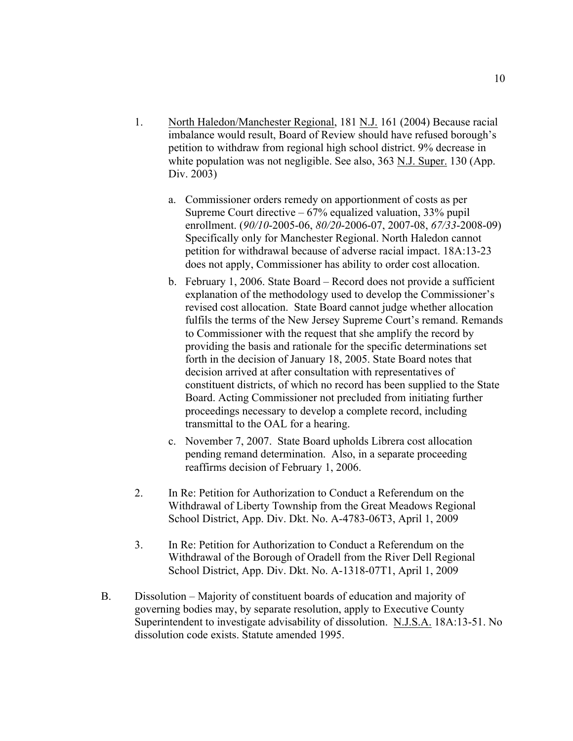1. North Haledon/Manchester Regional, 181 N.J. 161 (2004) Because racial imbalance would result, Board of Review should have refused borough's petition to withdraw from regional high school district. 9% decrease in white population was not negligible. See also, 363 N.J. Super. 130 (App. Div. 2003)

   a. Commissioner orders remedy on apportionment of costs as per Supreme Court directive – 67% equalized valuation, 33% pupil enrollment. (*90/10*-2005-06, *80/20*-2006-07, 2007-08, *67/33*-2008-09) Specifically only for Manchester Regional. North Haledon cannot petition for withdrawal because of adverse racial impact. 18A:13-23 does not apply, Commissioner has ability to order cost allocation.

   b. February 1, 2006. State Board – Record does not provide a sufficient explanation of the methodology used to develop the Commissioner's revised cost allocation. State Board cannot judge whether allocation fulfils the terms of the New Jersey Supreme Court's remand. Remands to Commissioner with the request that she amplify the record by providing the basis and rationale for the specific determinations set forth in the decision of January 18, 2005. State Board notes that decision arrived at after consultation with representatives of constituent districts, of which no record has been supplied to the State Board. Acting Commissioner not precluded from initiating further proceedings necessary to develop a complete record, including transmittal to the OAL for a hearing.

   c. November 7, 2007. State Board upholds Librera cost allocation pending remand determination. Also, in a separate proceeding reaffirms decision of February 1, 2006.

2. In Re: Petition for Authorization to Conduct a Referendum on the Withdrawal of Liberty Township from the Great Meadows Regional School District, App. Div. Dkt. No. A-4783-06T3, April 1, 2009

3. In Re: Petition for Authorization to Conduct a Referendum on the Withdrawal of the Borough of Oradell from the River Dell Regional School District, App. Div. Dkt. No. A-1318-07T1, April 1, 2009

B. Dissolution – Majority of constituent boards of education and majority of governing bodies may, by separate resolution, apply to Executive County Superintendent to investigate advisability of dissolution. N.J.S.A. 18A:13-51. No dissolution code exists. Statute amended 1995.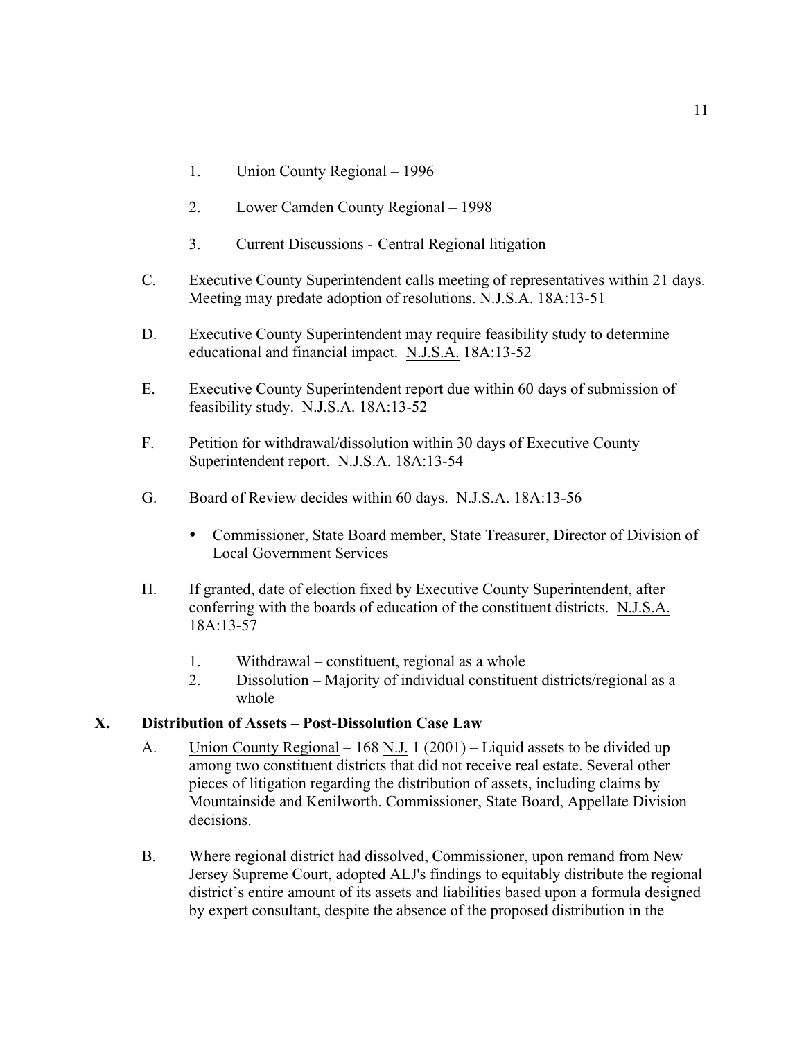1. Union County Regional – 1996

2. Lower Camden County Regional – 1998

3. Current Discussions - Central Regional litigation

C. Executive County Superintendent calls meeting of representatives within 21 days. Meeting may predate adoption of resolutions. N.J.S.A. 18A:13-51

D. Executive County Superintendent may require feasibility study to determine educational and financial impact. N.J.S.A. 18A:13-52

E. Executive County Superintendent report due within 60 days of submission of feasibility study. N.J.S.A. 18A:13-52

F. Petition for withdrawal/dissolution within 30 days of Executive County Superintendent report. N.J.S.A. 18A:13-54

G. Board of Review decides within 60 days. N.J.S.A. 18A:13-56

- Commissioner, State Board member, State Treasurer, Director of Division of Local Government Services

H. If granted, date of election fixed by Executive County Superintendent, after conferring with the boards of education of the constituent districts. N.J.S.A. 18A:13-57

1. Withdrawal – constituent, regional as a whole
2. Dissolution – Majority of individual constituent districts/regional as a whole

## X. Distribution of Assets – Post-Dissolution Case Law

A. Union County Regional – 168 N.J. 1 (2001) – Liquid assets to be divided up among two constituent districts that did not receive real estate. Several other pieces of litigation regarding the distribution of assets, including claims by Mountainside and Kenilworth. Commissioner, State Board, Appellate Division decisions.

B. Where regional district had dissolved, Commissioner, upon remand from New Jersey Supreme Court, adopted ALJ's findings to equitably distribute the regional district's entire amount of its assets and liabilities based upon a formula designed by expert consultant, despite the absence of the proposed distribution in the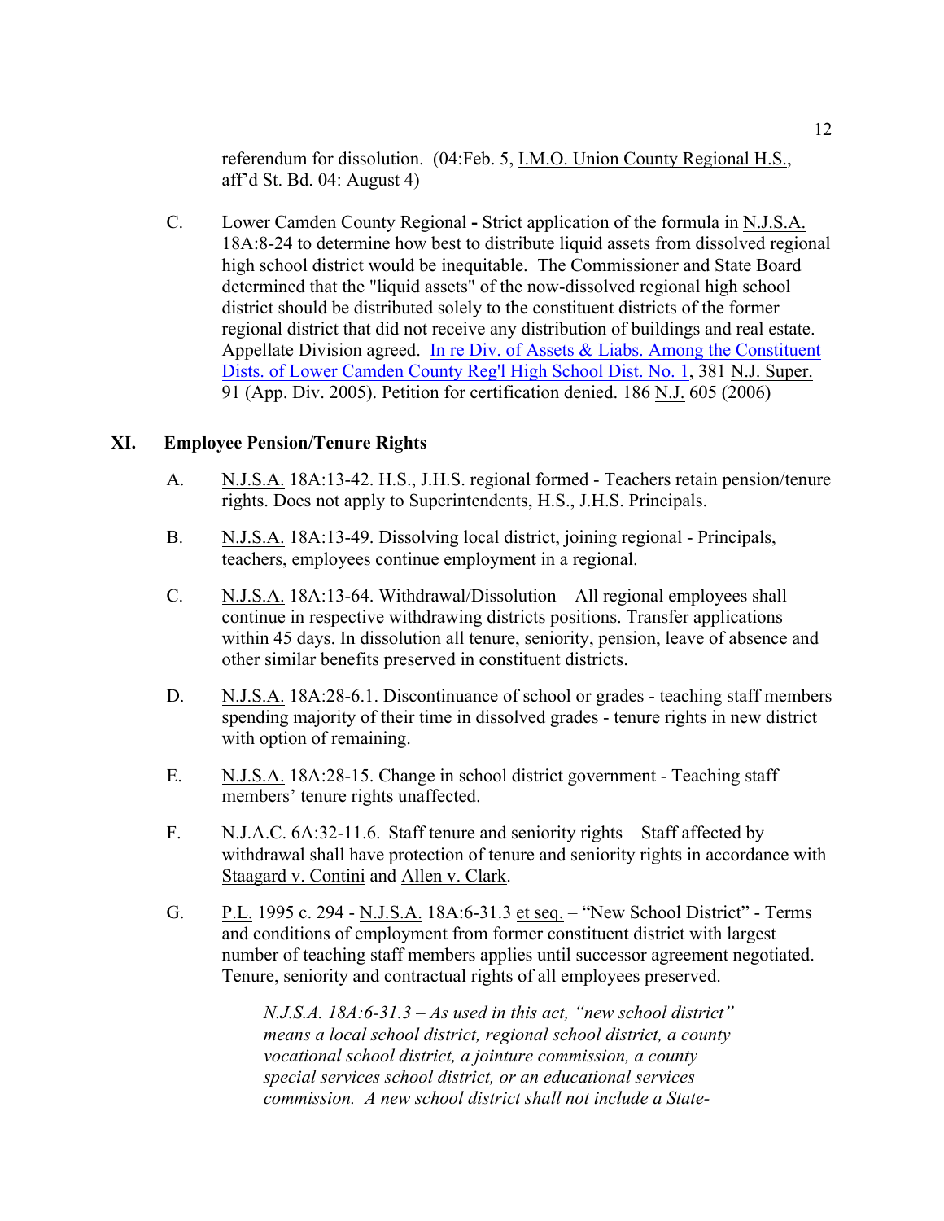referendum for dissolution. (04:Feb. 5, I.M.O. Union County Regional H.S., aff'd St. Bd. 04: August 4)

C. Lower Camden County Regional **-** Strict application of the formula in N.J.S.A. 18A:8-24 to determine how best to distribute liquid assets from dissolved regional high school district would be inequitable. The Commissioner and State Board determined that the "liquid assets" of the now-dissolved regional high school district should be distributed solely to the constituent districts of the former regional district that did not receive any distribution of buildings and real estate. Appellate Division agreed. In re Div. of Assets & Liabs. Among the Constituent Dists. of Lower Camden County Reg'l High School Dist. No. 1, 381 N.J. Super. 91 (App. Div. 2005). Petition for certification denied. 186 N.J. 605 (2006)

## XI. Employee Pension/Tenure Rights

A. N.J.S.A. 18A:13-42. H.S., J.H.S. regional formed - Teachers retain pension/tenure rights. Does not apply to Superintendents, H.S., J.H.S. Principals.

B. N.J.S.A. 18A:13-49. Dissolving local district, joining regional - Principals, teachers, employees continue employment in a regional.

C. N.J.S.A. 18A:13-64. Withdrawal/Dissolution – All regional employees shall continue in respective withdrawing districts positions. Transfer applications within 45 days. In dissolution all tenure, seniority, pension, leave of absence and other similar benefits preserved in constituent districts.

D. N.J.S.A. 18A:28-6.1. Discontinuance of school or grades - teaching staff members spending majority of their time in dissolved grades - tenure rights in new district with option of remaining.

E. N.J.S.A. 18A:28-15. Change in school district government - Teaching staff members' tenure rights unaffected.

F. N.J.A.C. 6A:32-11.6. Staff tenure and seniority rights – Staff affected by withdrawal shall have protection of tenure and seniority rights in accordance with Staagard v. Contini and Allen v. Clark.

G. P.L. 1995 c. 294 - N.J.S.A. 18A:6-31.3 et seq. – "New School District" - Terms and conditions of employment from former constituent district with largest number of teaching staff members applies until successor agreement negotiated. Tenure, seniority and contractual rights of all employees preserved.

> *N.J.S.A. 18A:6-31.3 – As used in this act, "new school district" means a local school district, regional school district, a county vocational school district, a jointure commission, a county special services school district, or an educational services commission. A new school district shall not include a State-*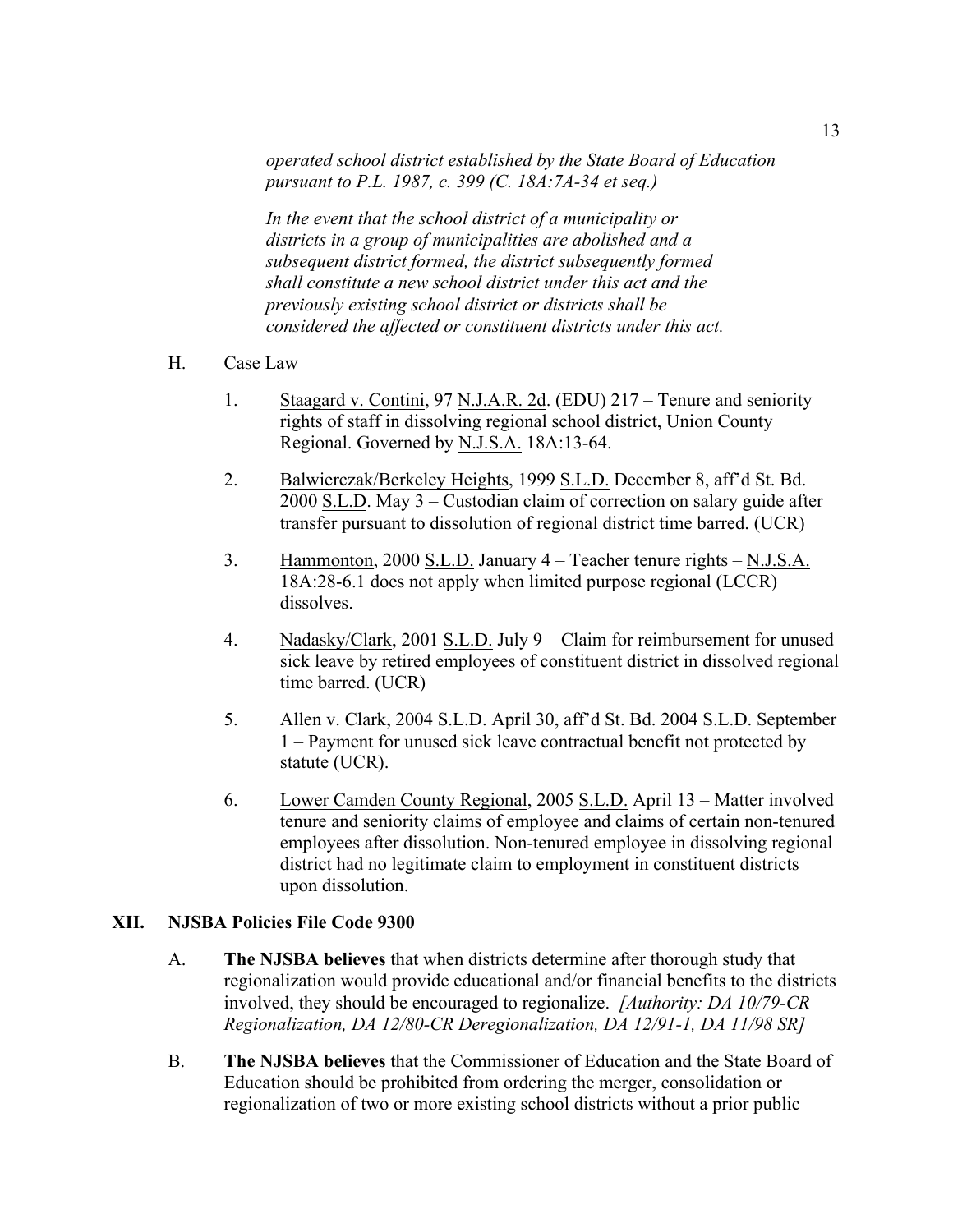*operated school district established by the State Board of Education pursuant to P.L. 1987, c. 399 (C. 18A:7A-34 et seq.)*

*In the event that the school district of a municipality or districts in a group of municipalities are abolished and a subsequent district formed, the district subsequently formed shall constitute a new school district under this act and the previously existing school district or districts shall be considered the affected or constituent districts under this act.*

H. Case Law

1. Staagard v. Contini, 97 N.J.A.R. 2d. (EDU) 217 – Tenure and seniority rights of staff in dissolving regional school district, Union County Regional. Governed by N.J.S.A. 18A:13-64.

2. Balwierczak/Berkeley Heights, 1999 S.L.D. December 8, aff'd St. Bd. 2000 S.L.D. May 3 – Custodian claim of correction on salary guide after transfer pursuant to dissolution of regional district time barred. (UCR)

3. Hammonton, 2000 S.L.D. January 4 – Teacher tenure rights – N.J.S.A. 18A:28-6.1 does not apply when limited purpose regional (LCCR) dissolves.

4. Nadasky/Clark, 2001 S.L.D. July 9 – Claim for reimbursement for unused sick leave by retired employees of constituent district in dissolved regional time barred. (UCR)

5. Allen v. Clark, 2004 S.L.D. April 30, aff'd St. Bd. 2004 S.L.D. September 1 – Payment for unused sick leave contractual benefit not protected by statute (UCR).

6. Lower Camden County Regional, 2005 S.L.D. April 13 – Matter involved tenure and seniority claims of employee and claims of certain non-tenured employees after dissolution. Non-tenured employee in dissolving regional district had no legitimate claim to employment in constituent districts upon dissolution.

## XII. NJSBA Policies File Code 9300

A. **The NJSBA believes** that when districts determine after thorough study that regionalization would provide educational and/or financial benefits to the districts involved, they should be encouraged to regionalize. *[Authority: DA 10/79-CR Regionalization, DA 12/80-CR Deregionalization, DA 12/91-1, DA 11/98 SR]*

B. **The NJSBA believes** that the Commissioner of Education and the State Board of Education should be prohibited from ordering the merger, consolidation or regionalization of two or more existing school districts without a prior public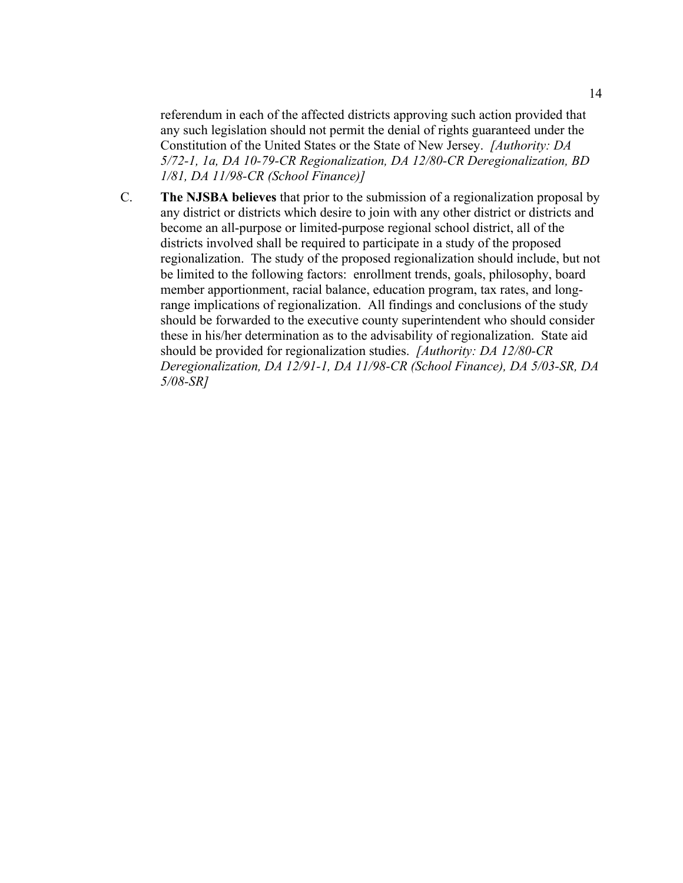referendum in each of the affected districts approving such action provided that any such legislation should not permit the denial of rights guaranteed under the Constitution of the United States or the State of New Jersey. *[Authority: DA 5/72-1, 1a, DA 10-79-CR Regionalization, DA 12/80-CR Deregionalization, BD 1/81, DA 11/98-CR (School Finance)]*

C. **The NJSBA believes** that prior to the submission of a regionalization proposal by any district or districts which desire to join with any other district or districts and become an all-purpose or limited-purpose regional school district, all of the districts involved shall be required to participate in a study of the proposed regionalization. The study of the proposed regionalization should include, but not be limited to the following factors: enrollment trends, goals, philosophy, board member apportionment, racial balance, education program, tax rates, and long-range implications of regionalization. All findings and conclusions of the study should be forwarded to the executive county superintendent who should consider these in his/her determination as to the advisability of regionalization. State aid should be provided for regionalization studies. *[Authority: DA 12/80-CR Deregionalization, DA 12/91-1, DA 11/98-CR (School Finance), DA 5/03-SR, DA 5/08-SR]*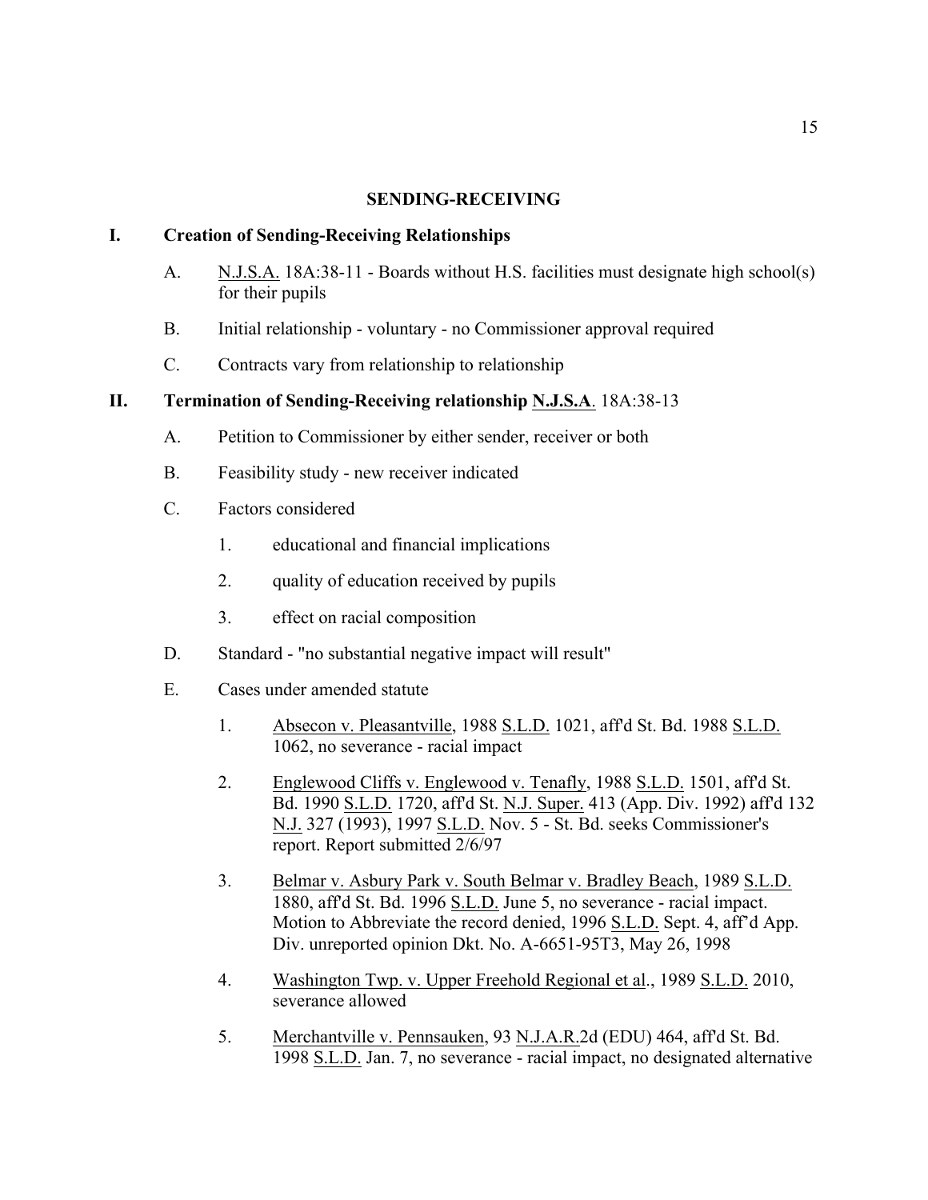## SENDING-RECEIVING

### I. Creation of Sending-Receiving Relationships

A. N.J.S.A. 18A:38-11 - Boards without H.S. facilities must designate high school(s) for their pupils

B. Initial relationship - voluntary - no Commissioner approval required

C. Contracts vary from relationship to relationship

### II. Termination of Sending-Receiving relationship N.J.S.A. 18A:38-13

A. Petition to Commissioner by either sender, receiver or both

B. Feasibility study - new receiver indicated

C. Factors considered

1. educational and financial implications

2. quality of education received by pupils

3. effect on racial composition

D. Standard - "no substantial negative impact will result"

E. Cases under amended statute

1. Absecon v. Pleasantville, 1988 S.L.D. 1021, aff'd St. Bd. 1988 S.L.D. 1062, no severance - racial impact

2. Englewood Cliffs v. Englewood v. Tenafly, 1988 S.L.D. 1501, aff'd St. Bd. 1990 S.L.D. 1720, aff'd St. N.J. Super. 413 (App. Div. 1992) aff'd 132 N.J. 327 (1993), 1997 S.L.D. Nov. 5 - St. Bd. seeks Commissioner's report. Report submitted 2/6/97

3. Belmar v. Asbury Park v. South Belmar v. Bradley Beach, 1989 S.L.D. 1880, aff'd St. Bd. 1996 S.L.D. June 5, no severance - racial impact. Motion to Abbreviate the record denied, 1996 S.L.D. Sept. 4, aff'd App. Div. unreported opinion Dkt. No. A-6651-95T3, May 26, 1998

4. Washington Twp. v. Upper Freehold Regional et al., 1989 S.L.D. 2010, severance allowed

5. Merchantville v. Pennsauken, 93 N.J.A.R.2d (EDU) 464, aff'd St. Bd. 1998 S.L.D. Jan. 7, no severance - racial impact, no designated alternative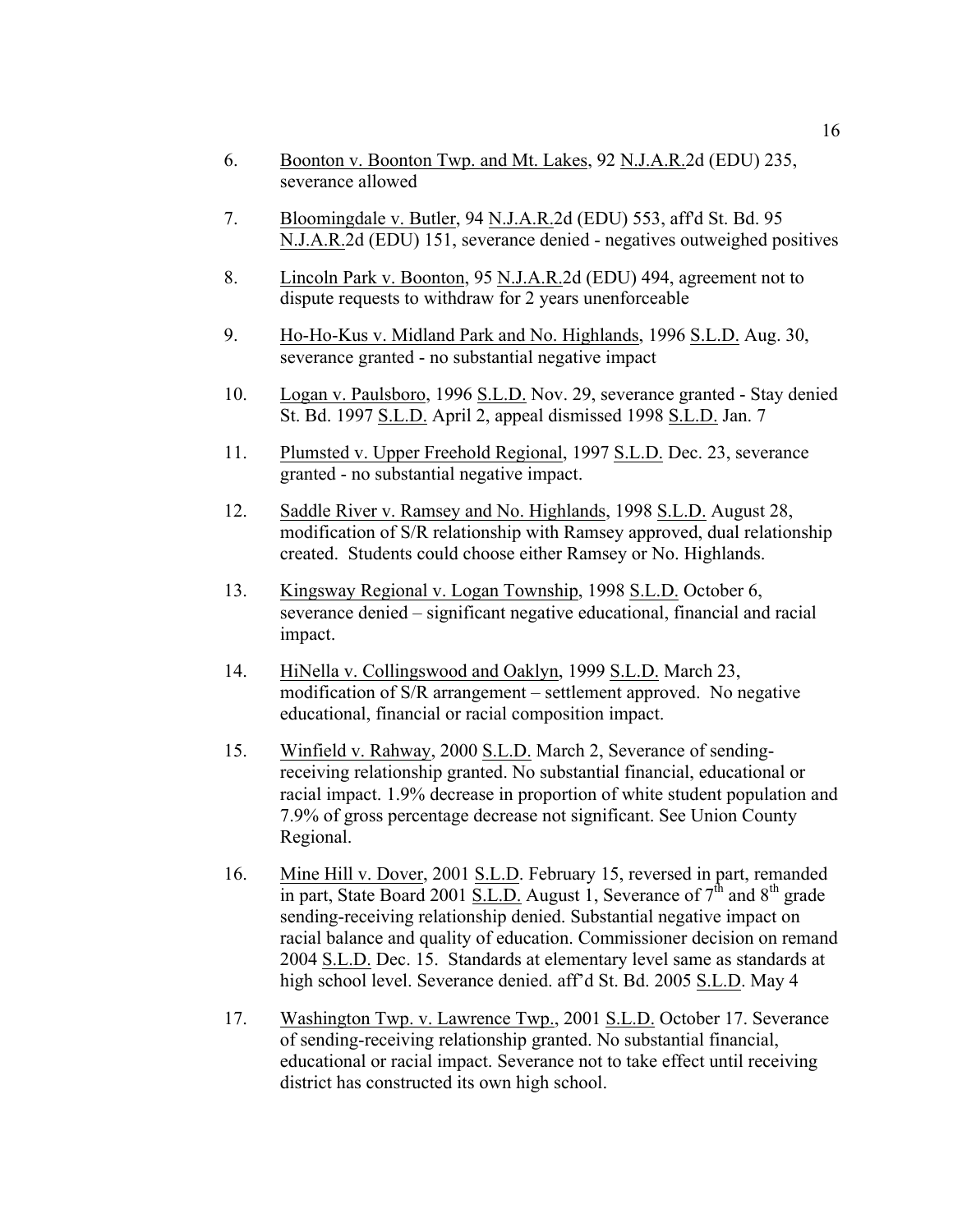6. Boonton v. Boonton Twp. and Mt. Lakes, 92 N.J.A.R.2d (EDU) 235, severance allowed

7. Bloomingdale v. Butler, 94 N.J.A.R.2d (EDU) 553, aff'd St. Bd. 95 N.J.A.R.2d (EDU) 151, severance denied - negatives outweighed positives

8. Lincoln Park v. Boonton, 95 N.J.A.R.2d (EDU) 494, agreement not to dispute requests to withdraw for 2 years unenforceable

9. Ho-Ho-Kus v. Midland Park and No. Highlands, 1996 S.L.D. Aug. 30, severance granted - no substantial negative impact

10. Logan v. Paulsboro, 1996 S.L.D. Nov. 29, severance granted - Stay denied St. Bd. 1997 S.L.D. April 2, appeal dismissed 1998 S.L.D. Jan. 7

11. Plumsted v. Upper Freehold Regional, 1997 S.L.D. Dec. 23, severance granted - no substantial negative impact.

12. Saddle River v. Ramsey and No. Highlands, 1998 S.L.D. August 28, modification of S/R relationship with Ramsey approved, dual relationship created. Students could choose either Ramsey or No. Highlands.

13. Kingsway Regional v. Logan Township, 1998 S.L.D. October 6, severance denied – significant negative educational, financial and racial impact.

14. HiNella v. Collingswood and Oaklyn, 1999 S.L.D. March 23, modification of S/R arrangement – settlement approved. No negative educational, financial or racial composition impact.

15. Winfield v. Rahway, 2000 S.L.D. March 2, Severance of sending-receiving relationship granted. No substantial financial, educational or racial impact. 1.9% decrease in proportion of white student population and 7.9% of gross percentage decrease not significant. See Union County Regional.

16. Mine Hill v. Dover, 2001 S.L.D. February 15, reversed in part, remanded in part, State Board 2001 S.L.D. August 1, Severance of 7th and 8th grade sending-receiving relationship denied. Substantial negative impact on racial balance and quality of education. Commissioner decision on remand 2004 S.L.D. Dec. 15. Standards at elementary level same as standards at high school level. Severance denied. aff'd St. Bd. 2005 S.L.D. May 4

17. Washington Twp. v. Lawrence Twp., 2001 S.L.D. October 17. Severance of sending-receiving relationship granted. No substantial financial, educational or racial impact. Severance not to take effect until receiving district has constructed its own high school.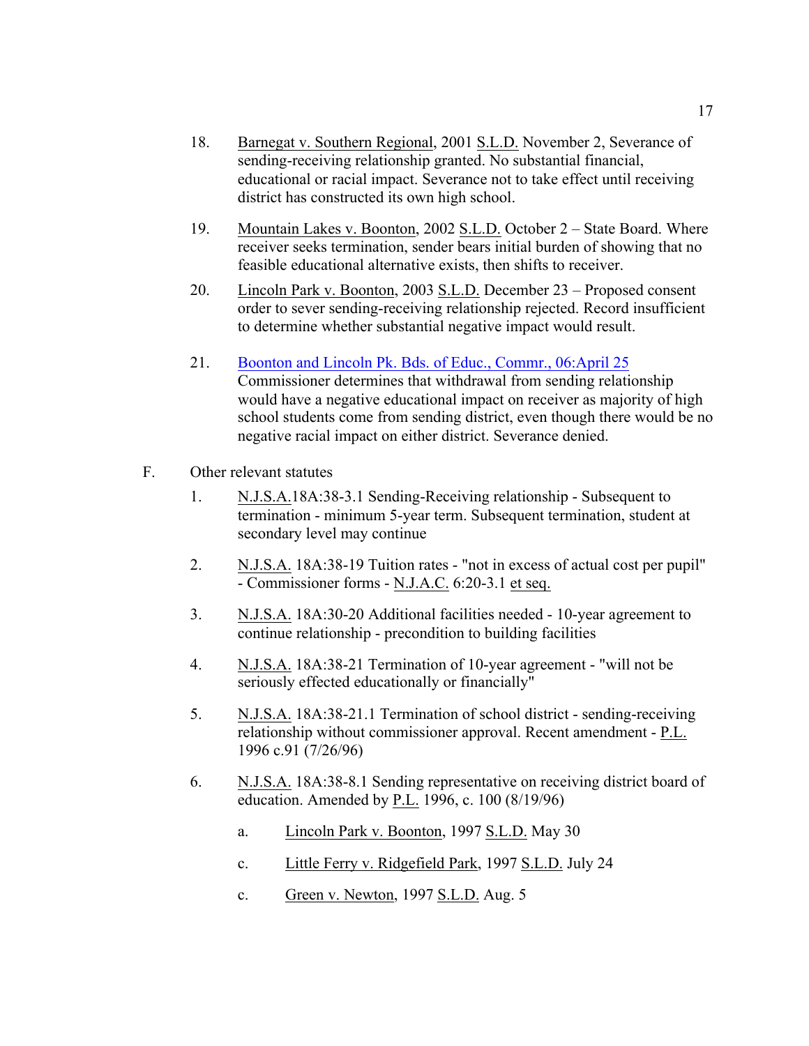18. Barnegat v. Southern Regional, 2001 S.L.D. November 2, Severance of sending-receiving relationship granted. No substantial financial, educational or racial impact. Severance not to take effect until receiving district has constructed its own high school.

19. Mountain Lakes v. Boonton, 2002 S.L.D. October 2 – State Board. Where receiver seeks termination, sender bears initial burden of showing that no feasible educational alternative exists, then shifts to receiver.

20. Lincoln Park v. Boonton, 2003 S.L.D. December 23 – Proposed consent order to sever sending-receiving relationship rejected. Record insufficient to determine whether substantial negative impact would result.

21. Boonton and Lincoln Pk. Bds. of Educ., Commr., 06:April 25 Commissioner determines that withdrawal from sending relationship would have a negative educational impact on receiver as majority of high school students come from sending district, even though there would be no negative racial impact on either district. Severance denied.

F. Other relevant statutes

1. N.J.S.A.18A:38-3.1 Sending-Receiving relationship - Subsequent to termination - minimum 5-year term. Subsequent termination, student at secondary level may continue

2. N.J.S.A. 18A:38-19 Tuition rates - "not in excess of actual cost per pupil" - Commissioner forms - N.J.A.C. 6:20-3.1 et seq.

3. N.J.S.A. 18A:30-20 Additional facilities needed - 10-year agreement to continue relationship - precondition to building facilities

4. N.J.S.A. 18A:38-21 Termination of 10-year agreement - "will not be seriously effected educationally or financially"

5. N.J.S.A. 18A:38-21.1 Termination of school district - sending-receiving relationship without commissioner approval. Recent amendment - P.L. 1996 c.91 (7/26/96)

6. N.J.S.A. 18A:38-8.1 Sending representative on receiving district board of education. Amended by P.L. 1996, c. 100 (8/19/96)

   a. Lincoln Park v. Boonton, 1997 S.L.D. May 30

   c. Little Ferry v. Ridgefield Park, 1997 S.L.D. July 24

   c. Green v. Newton, 1997 S.L.D. Aug. 5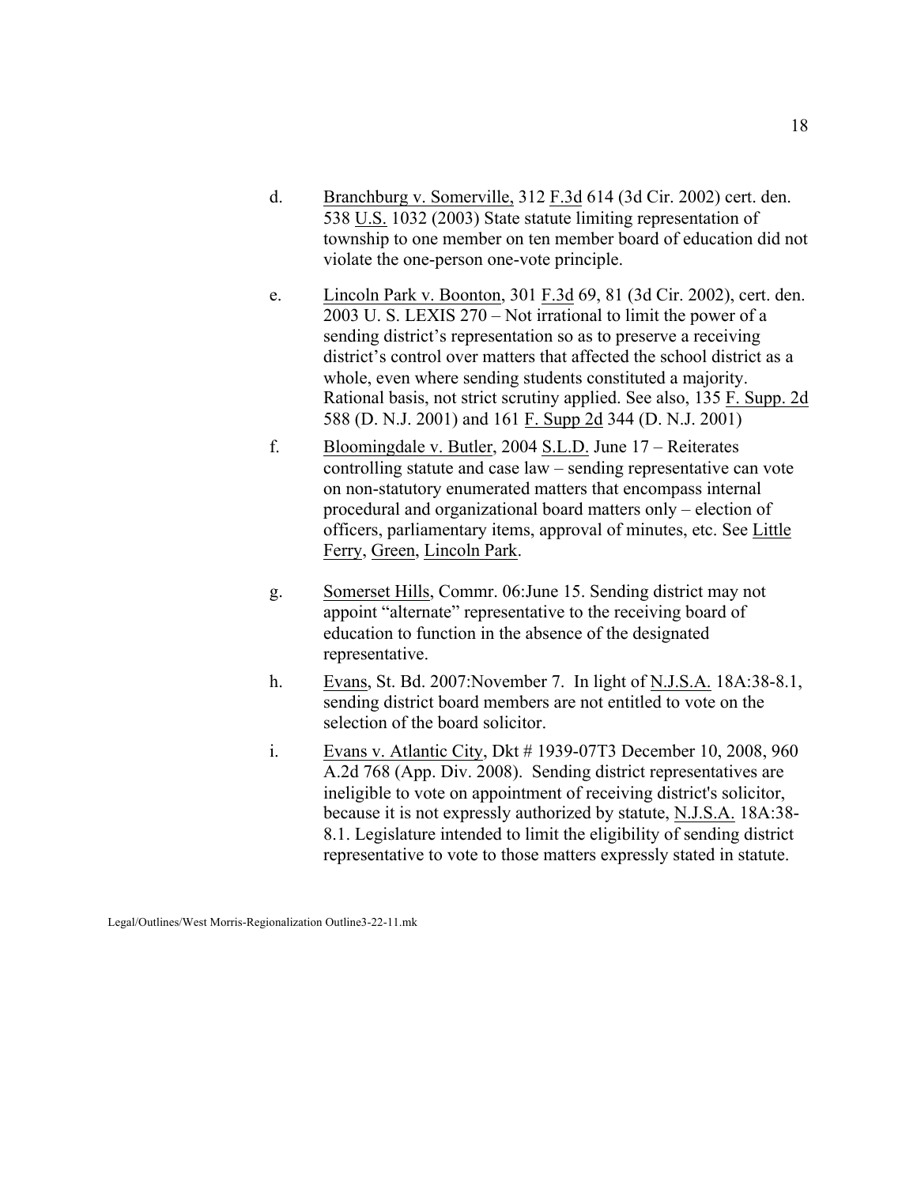d. Branchburg v. Somerville, 312 F.3d 614 (3d Cir. 2002) cert. den. 538 U.S. 1032 (2003) State statute limiting representation of township to one member on ten member board of education did not violate the one-person one-vote principle.

e. Lincoln Park v. Boonton, 301 F.3d 69, 81 (3d Cir. 2002), cert. den. 2003 U. S. LEXIS 270 – Not irrational to limit the power of a sending district's representation so as to preserve a receiving district's control over matters that affected the school district as a whole, even where sending students constituted a majority. Rational basis, not strict scrutiny applied. See also, 135 F. Supp. 2d 588 (D. N.J. 2001) and 161 F. Supp 2d 344 (D. N.J. 2001)

f. Bloomingdale v. Butler, 2004 S.L.D. June 17 – Reiterates controlling statute and case law – sending representative can vote on non-statutory enumerated matters that encompass internal procedural and organizational board matters only – election of officers, parliamentary items, approval of minutes, etc. See Little Ferry, Green, Lincoln Park.

g. Somerset Hills, Commr. 06:June 15. Sending district may not appoint "alternate" representative to the receiving board of education to function in the absence of the designated representative.

h. Evans, St. Bd. 2007:November 7. In light of N.J.S.A. 18A:38-8.1, sending district board members are not entitled to vote on the selection of the board solicitor.

i. Evans v. Atlantic City, Dkt # 1939-07T3 December 10, 2008, 960 A.2d 768 (App. Div. 2008). Sending district representatives are ineligible to vote on appointment of receiving district's solicitor, because it is not expressly authorized by statute, N.J.S.A. 18A:38-8.1. Legislature intended to limit the eligibility of sending district representative to vote to those matters expressly stated in statute.